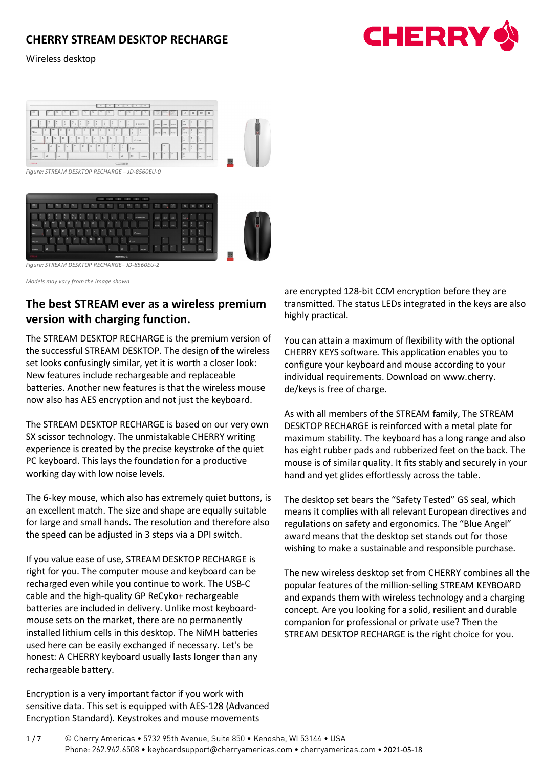# CHERRY STREAM DESKTOP RECHARGE

Wireless desktop

*Figure: STREAM DESKTOP RECHARGE – JD-8560EU-0*

*Figure: STREAM DESKTOP RECHARGE– JD-8560EU-2*

*Models may vary from the image shown*

## The best STREAM ever as a wireless premium version with charging function.

The STREAM DESKTOP RECHARGE is the premium version of the successful STREAM DESKTOP. The design of the wireless set looks confusingly similar, yet it is worth a closer look: New features include rechargeable and replaceable batteries. Another new features is that the wireless mouse now also has AES encryption and not just the keyboard.

The STREAM DESKTOP RECHARGE is based on our very own SX scissor technology. The unmistakable CHERRY writing experience is created by the precise keystroke of the quiet PC keyboard. This lays the foundation for a productive working day with low noise levels.

The 6-key mouse, which also has extremely quiet buttons, is an excellent match. The size and shape are equally suitable for large and small hands. The resolution and therefore also the speed can be adjusted in 3 steps via a DPI switch.

If you value ease of use, STREAM DESKTOP RECHARGE is right for you. The computer mouse and keyboard can be recharged even while you continue to work. The USB-C cable and the high-quality GP ReCyko+ rechargeable batteries are included in delivery. Unlike most keyboard-mouse sets on the market, there are no permanently installed lithium cells in this desktop. The NiMH batteries used here can be easily exchanged if necessary. Let's be honest: A CHERRY keyboard usually lasts longer than any rechargeable battery.

Encryption is a very important factor if you work with sensitive data. This set is equipped with AES-128 (Advanced Encryption Standard). Keystrokes and mouse movements are encrypted 128-bit CCM encryption before they are transmitted. The status LEDs integrated in the keys are also highly practical.

You can attain a maximum of flexibility with the optional CHERRY KEYS software. This application enables you to configure your keyboard and mouse according to your individual requirements. Download on www.cherry.de/keys is free of charge.

As with all members of the STREAM family, The STREAM DESKTOP RECHARGE is reinforced with a metal plate for maximum stability. The keyboard has a long range and also has eight rubber pads and rubberized feet on the back. The mouse is of similar quality. It fits stably and securely in your hand and yet glides effortlessly across the table.

The desktop set bears the “Safety Tested” GS seal, which means it complies with all relevant European directives and regulations on safety and ergonomics. The “Blue Angel” award means that the desktop set stands out for those wishing to make a sustainable and responsible purchase.

The new wireless desktop set from CHERRY combines all the popular features of the million-selling STREAM KEYBOARD and expands them with wireless technology and a charging concept. Are you looking for a solid, resilient and durable companion for professional or private use? Then the STREAM DESKTOP RECHARGE is the right choice for you.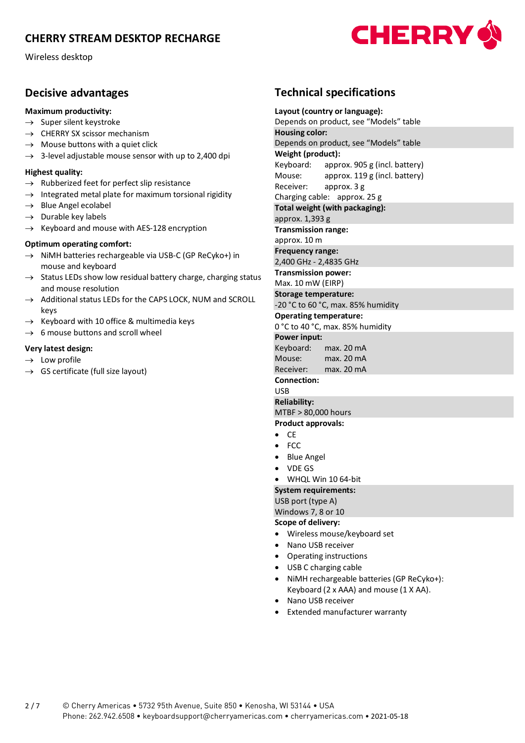# CHERRY STREAM DESKTOP RECHARGE

Wireless desktop

## Decisive advantages

**Maximum productivity:**

- → Super silent keystroke
- → CHERRY SX scissor mechanism
- → Mouse buttons with a quiet click
- → 3-level adjustable mouse sensor with up to 2,400 dpi

**Highest quality:**

- → Rubberized feet for perfect slip resistance
- → Integrated metal plate for maximum torsional rigidity
- → Blue Angel ecolabel
- → Durable key labels
- → Keyboard and mouse with AES-128 encryption

**Optimum operating comfort:**

- → NiMH batteries rechargeable via USB-C (GP ReCyko+) in mouse and keyboard
- → Status LEDs show low residual battery charge, charging status and mouse resolution
- → Additional status LEDs for the CAPS LOCK, NUM and SCROLL keys
- → Keyboard with 10 office & multimedia keys
- → 6 mouse buttons and scroll wheel

**Very latest design:**

- → Low profile
- → GS certificate (full size layout)

## Technical specifications

**Layout (country or language):**
Depends on product, see "Models" table

**Housing color:**
Depends on product, see "Models" table

**Weight (product):**
Keyboard: approx. 905 g (incl. battery)
Mouse: approx. 119 g (incl. battery)
Receiver: approx. 3 g
Charging cable: approx. 25 g

**Total weight (with packaging):**
approx. 1,393 g

**Transmission range:**
approx. 10 m

**Frequency range:**
2,400 GHz - 2,4835 GHz

**Transmission power:**
Max. 10 mW (EIRP)

**Storage temperature:**
-20 °C to 60 °C, max. 85% humidity

**Operating temperature:**
0 °C to 40 °C, max. 85% humidity

**Power input:**
Keyboard: max. 20 mA
Mouse: max. 20 mA
Receiver: max. 20 mA

**Connection:**
USB

**Reliability:**
MTBF > 80,000 hours

**Product approvals:**

- CE
- FCC
- Blue Angel
- VDE GS
- WHQL Win 10 64-bit

**System requirements:**
USB port (type A)
Windows 7, 8 or 10

**Scope of delivery:**

- Wireless mouse/keyboard set
- Nano USB receiver
- Operating instructions
- USB C charging cable
- NiMH rechargeable batteries (GP ReCyko+): Keyboard (2 x AAA) and mouse (1 X AA).
- Nano USB receiver
- Extended manufacturer warranty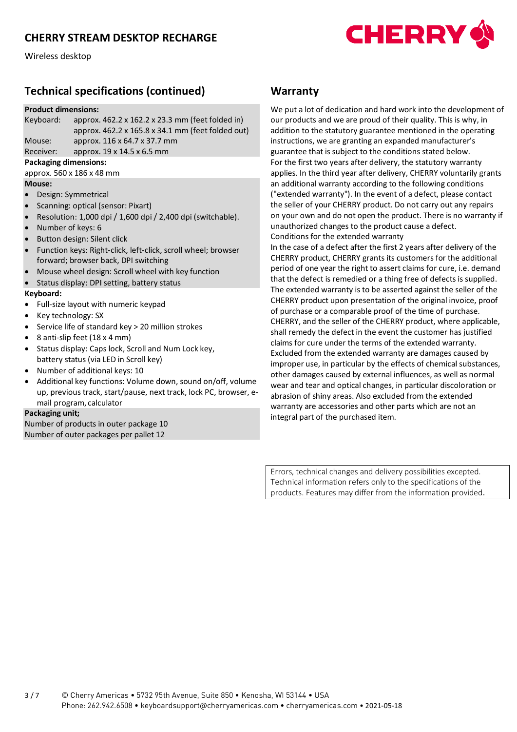## Technical specifications (continued)

**Product dimensions:**

| | |
|---|---|
| Keyboard: | approx. 462.2 x 162.2 x 23.3 mm (feet folded in) |
| | approx. 462.2 x 165.8 x 34.1 mm (feet folded out) |
| Mouse: | approx. 116 x 64.7 x 37.7 mm |
| Receiver: | approx. 19 x 14.5 x 6.5 mm |

**Packaging dimensions:**

approx. 560 x 186 x 48 mm

**Mouse:**

- Design: Symmetrical
- Scanning: optical (sensor: Pixart)
- Resolution: 1,000 dpi / 1,600 dpi / 2,400 dpi (switchable).
- Number of keys: 6
- Button design: Silent click
- Function keys: Right-click, left-click, scroll wheel; browser forward; browser back, DPI switching
- Mouse wheel design: Scroll wheel with key function
- Status display: DPI setting, battery status

**Keyboard:**

- Full-size layout with numeric keypad
- Key technology: SX
- Service life of standard key > 20 million strokes
- 8 anti-slip feet (18 x 4 mm)
- Status display: Caps lock, Scroll and Num Lock key, battery status (via LED in Scroll key)
- Number of additional keys: 10
- Additional key functions: Volume down, sound on/off, volume up, previous track, start/pause, next track, lock PC, browser, e-mail program, calculator

**Packaging unit;**

Number of products in outer package 10
Number of outer packages per pallet 12

## Warranty

We put a lot of dedication and hard work into the development of our products and we are proud of their quality. This is why, in addition to the statutory guarantee mentioned in the operating instructions, we are granting an expanded manufacturer's guarantee that is subject to the conditions stated below.
For the first two years after delivery, the statutory warranty applies. In the third year after delivery, CHERRY voluntarily grants an additional warranty according to the following conditions ("extended warranty"). In the event of a defect, please contact the seller of your CHERRY product. Do not carry out any repairs on your own and do not open the product. There is no warranty if unauthorized changes to the product cause a defect.
Conditions for the extended warranty
In the case of a defect after the first 2 years after delivery of the CHERRY product, CHERRY grants its customers for the additional period of one year the right to assert claims for cure, i.e. demand that the defect is remedied or a thing free of defects is supplied. The extended warranty is to be asserted against the seller of the CHERRY product upon presentation of the original invoice, proof of purchase or a comparable proof of the time of purchase. CHERRY, and the seller of the CHERRY product, where applicable, shall remedy the defect in the event the customer has justified claims for cure under the terms of the extended warranty. Excluded from the extended warranty are damages caused by improper use, in particular by the effects of chemical substances, other damages caused by external influences, as well as normal wear and tear and optical changes, in particular discoloration or abrasion of shiny areas. Also excluded from the extended warranty are accessories and other parts which are not an integral part of the purchased item.

Errors, technical changes and delivery possibilities excepted. Technical information refers only to the specifications of the products. Features may differ from the information provided.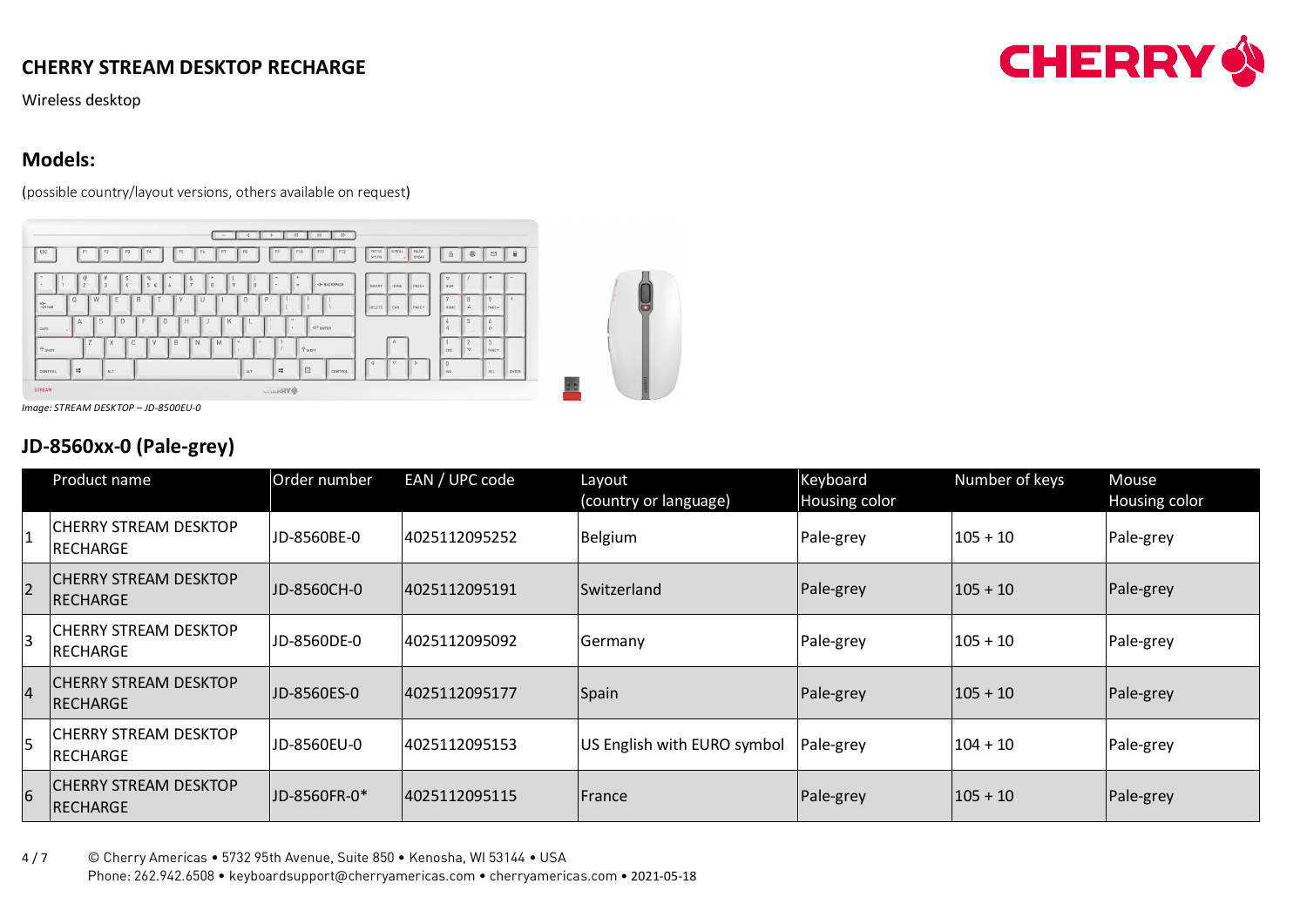## CHERRY STREAM DESKTOP RECHARGE

Wireless desktop

### Models:

(possible country/layout versions, others available on request)

*Image: STREAM DESKTOP – JD-8500EU-0*

### JD-8560xx-0 (Pale-grey)

| | Product name | Order number | EAN / UPC code | Layout (country or language) | Keyboard Housing color | Number of keys | Mouse Housing color |
|---|---|---|---|---|---|---|---|
| 1 | CHERRY STREAM DESKTOP RECHARGE | JD-8560BE-0 | 4025112095252 | Belgium | Pale-grey | 105 + 10 | Pale-grey |
| 2 | CHERRY STREAM DESKTOP RECHARGE | JD-8560CH-0 | 4025112095191 | Switzerland | Pale-grey | 105 + 10 | Pale-grey |
| 3 | CHERRY STREAM DESKTOP RECHARGE | JD-8560DE-0 | 4025112095092 | Germany | Pale-grey | 105 + 10 | Pale-grey |
| 4 | CHERRY STREAM DESKTOP RECHARGE | JD-8560ES-0 | 4025112095177 | Spain | Pale-grey | 105 + 10 | Pale-grey |
| 5 | CHERRY STREAM DESKTOP RECHARGE | JD-8560EU-0 | 4025112095153 | US English with EURO symbol | Pale-grey | 104 + 10 | Pale-grey |
| 6 | CHERRY STREAM DESKTOP RECHARGE | JD-8560FR-0* | 4025112095115 | France | Pale-grey | 105 + 10 | Pale-grey |

© Cherry Americas • 5732 95th Avenue, Suite 850 • Kenosha, WI 53144 • USA
Phone: 262.942.6508 • keyboardsupport@cherryamericas.com • cherryamericas.com • 2021-05-18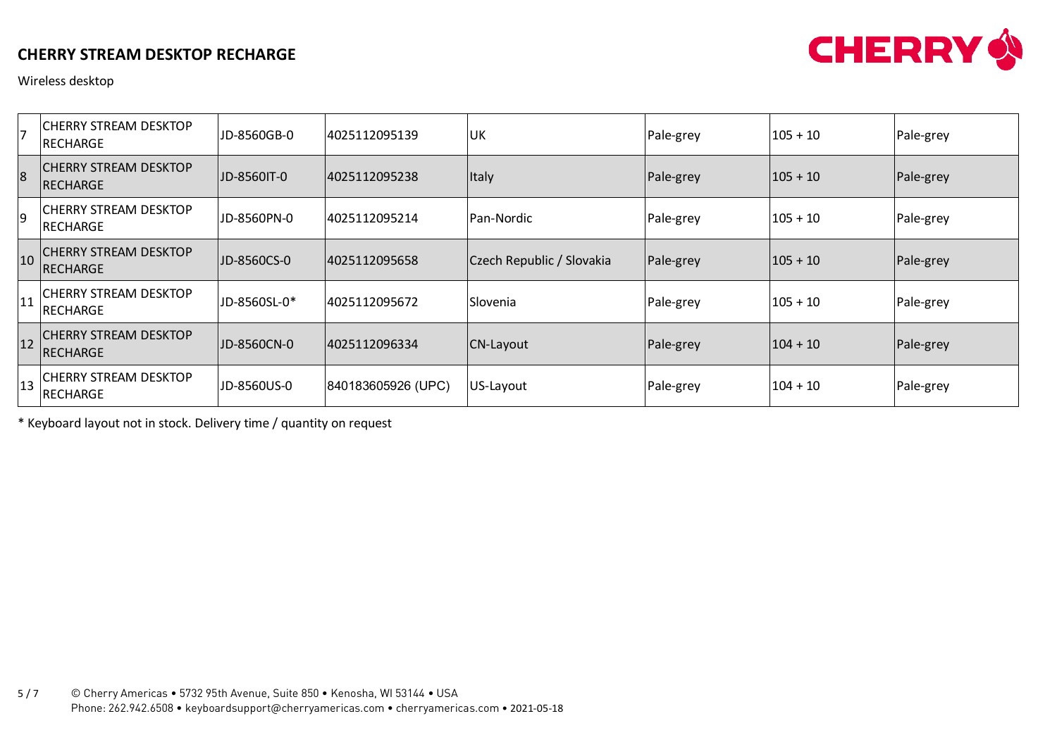# CHERRY STREAM DESKTOP RECHARGE

Wireless desktop

| | | | | | | | |
|---|---|---|---|---|---|---|---|
| 7 | CHERRY STREAM DESKTOP RECHARGE | JD-8560GB-0 | 4025112095139 | UK | Pale-grey | 105 + 10 | Pale-grey |
| 8 | CHERRY STREAM DESKTOP RECHARGE | JD-8560IT-0 | 4025112095238 | Italy | Pale-grey | 105 + 10 | Pale-grey |
| 9 | CHERRY STREAM DESKTOP RECHARGE | JD-8560PN-0 | 4025112095214 | Pan-Nordic | Pale-grey | 105 + 10 | Pale-grey |
| 10 | CHERRY STREAM DESKTOP RECHARGE | JD-8560CS-0 | 4025112095658 | Czech Republic / Slovakia | Pale-grey | 105 + 10 | Pale-grey |
| 11 | CHERRY STREAM DESKTOP RECHARGE | JD-8560SL-0* | 4025112095672 | Slovenia | Pale-grey | 105 + 10 | Pale-grey |
| 12 | CHERRY STREAM DESKTOP RECHARGE | JD-8560CN-0 | 4025112096334 | CN-Layout | Pale-grey | 104 + 10 | Pale-grey |
| 13 | CHERRY STREAM DESKTOP RECHARGE | JD-8560US-0 | 840183605926 (UPC) | US-Layout | Pale-grey | 104 + 10 | Pale-grey |

* Keyboard layout not in stock. Delivery time / quantity on request

© Cherry Americas • 5732 95th Avenue, Suite 850 • Kenosha, WI 53144 • USA
Phone: 262.942.6508 • keyboardsupport@cherryamericas.com • cherryamericas.com • 2021-05-18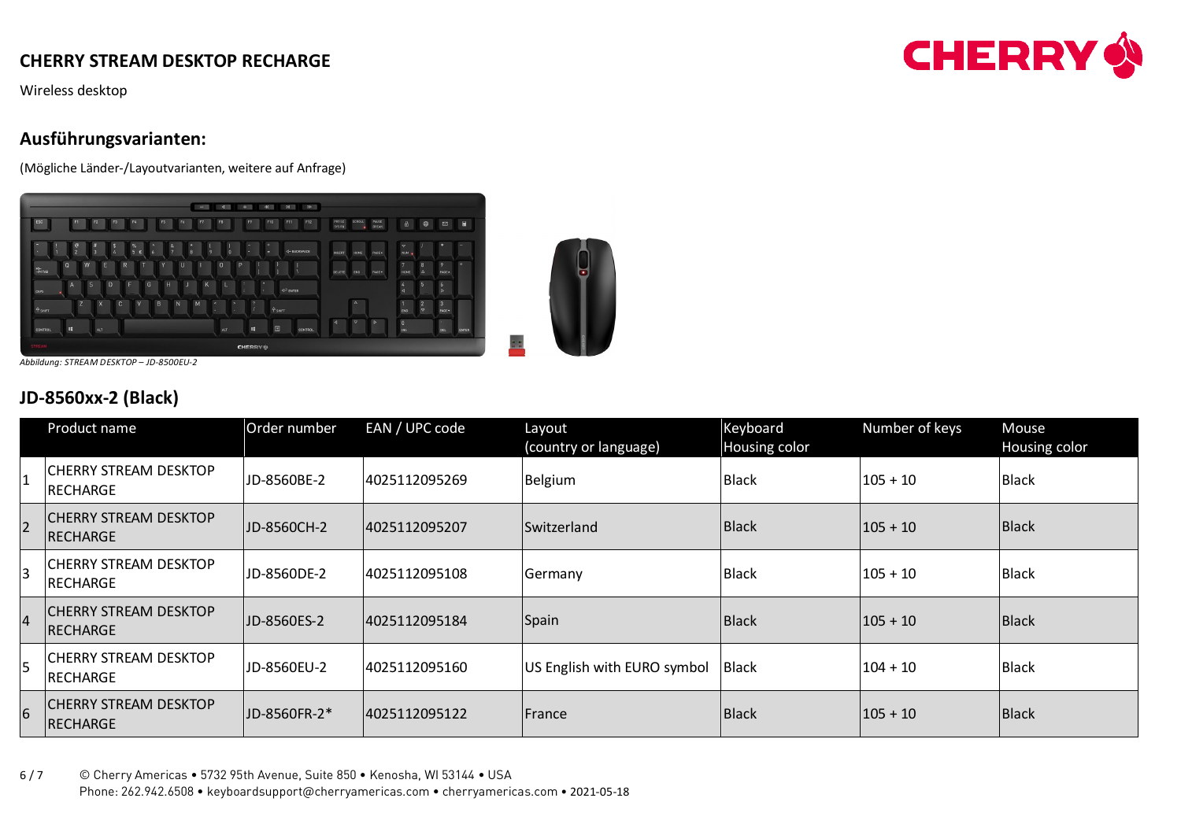# CHERRY STREAM DESKTOP RECHARGE

Wireless desktop

## Ausführungsvarianten:

(Mögliche Länder-/Layoutvarianten, weitere auf Anfrage)

*Abbildung: STREAM DESKTOP – JD-8500EU-2*

## JD-8560xx-2 (Black)

| | Product name | Order number | EAN / UPC code | Layout (country or language) | Keyboard Housing color | Number of keys | Mouse Housing color |
|---|---|---|---|---|---|---|---|
| 1 | CHERRY STREAM DESKTOP RECHARGE | JD-8560BE-2 | 4025112095269 | Belgium | Black | 105 + 10 | Black |
| 2 | CHERRY STREAM DESKTOP RECHARGE | JD-8560CH-2 | 4025112095207 | Switzerland | Black | 105 + 10 | Black |
| 3 | CHERRY STREAM DESKTOP RECHARGE | JD-8560DE-2 | 4025112095108 | Germany | Black | 105 + 10 | Black |
| 4 | CHERRY STREAM DESKTOP RECHARGE | JD-8560ES-2 | 4025112095184 | Spain | Black | 105 + 10 | Black |
| 5 | CHERRY STREAM DESKTOP RECHARGE | JD-8560EU-2 | 4025112095160 | US English with EURO symbol | Black | 104 + 10 | Black |
| 6 | CHERRY STREAM DESKTOP RECHARGE | JD-8560FR-2* | 4025112095122 | France | Black | 105 + 10 | Black |

© Cherry Americas • 5732 95th Avenue, Suite 850 • Kenosha, WI 53144 • USA
Phone: 262.942.6508 • keyboardsupport@cherryamericas.com • cherryamericas.com • 2021-05-18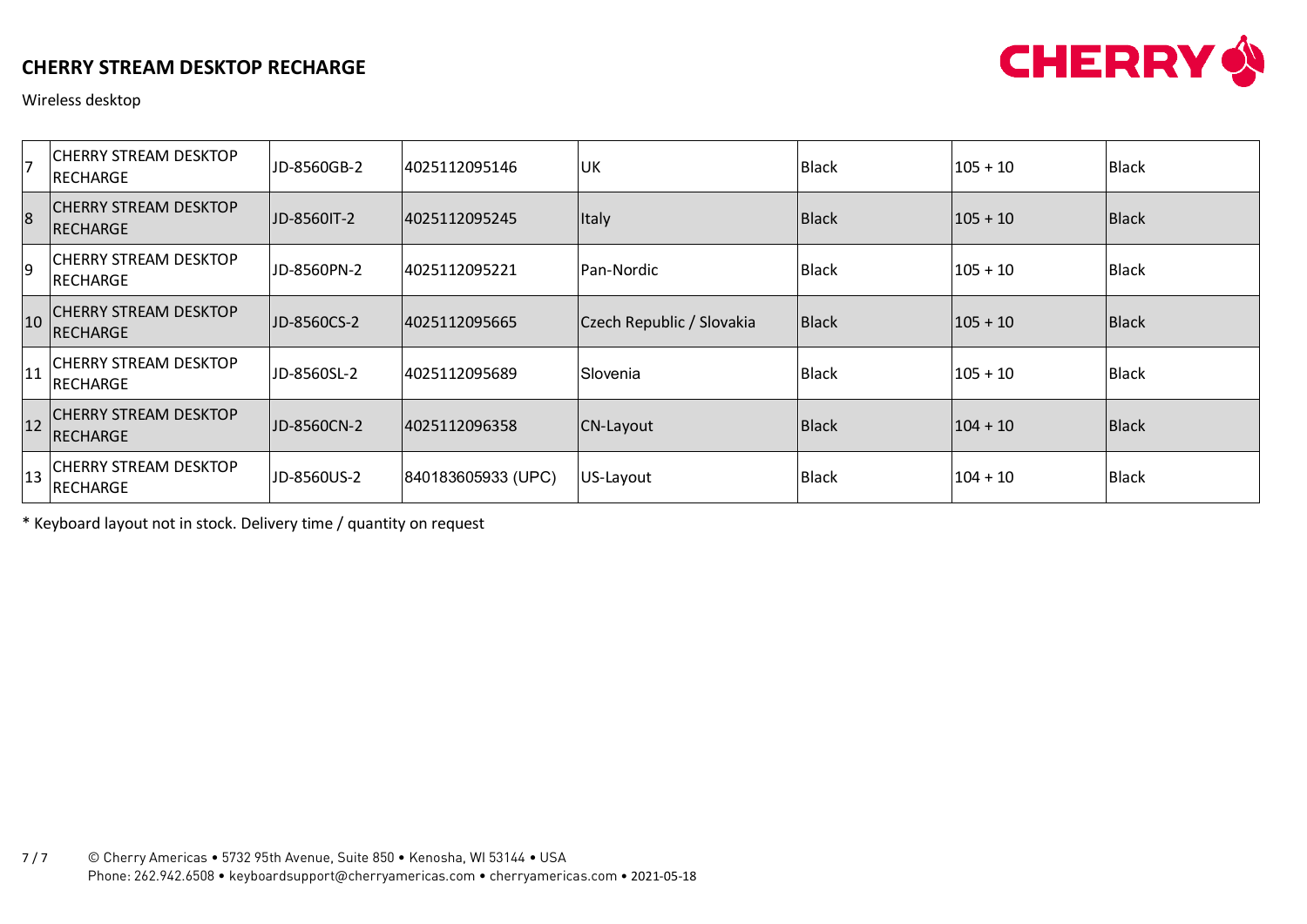## CHERRY STREAM DESKTOP RECHARGE

Wireless desktop

| | | | | | | | |
|---|---|---|---|---|---|---|---|
| 7 | CHERRY STREAM DESKTOP RECHARGE | JD-8560GB-2 | 4025112095146 | UK | Black | 105 + 10 | Black |
| 8 | CHERRY STREAM DESKTOP RECHARGE | JD-8560IT-2 | 4025112095245 | Italy | Black | 105 + 10 | Black |
| 9 | CHERRY STREAM DESKTOP RECHARGE | JD-8560PN-2 | 4025112095221 | Pan-Nordic | Black | 105 + 10 | Black |
| 10 | CHERRY STREAM DESKTOP RECHARGE | JD-8560CS-2 | 4025112095665 | Czech Republic / Slovakia | Black | 105 + 10 | Black |
| 11 | CHERRY STREAM DESKTOP RECHARGE | JD-8560SL-2 | 4025112095689 | Slovenia | Black | 105 + 10 | Black |
| 12 | CHERRY STREAM DESKTOP RECHARGE | JD-8560CN-2 | 4025112096358 | CN-Layout | Black | 104 + 10 | Black |
| 13 | CHERRY STREAM DESKTOP RECHARGE | JD-8560US-2 | 840183605933 (UPC) | US-Layout | Black | 104 + 10 | Black |

* Keyboard layout not in stock. Delivery time / quantity on request

© Cherry Americas • 5732 95th Avenue, Suite 850 • Kenosha, WI 53144 • USA
Phone: 262.942.6508 • keyboardsupport@cherryamericas.com • cherryamericas.com • 2021-05-18